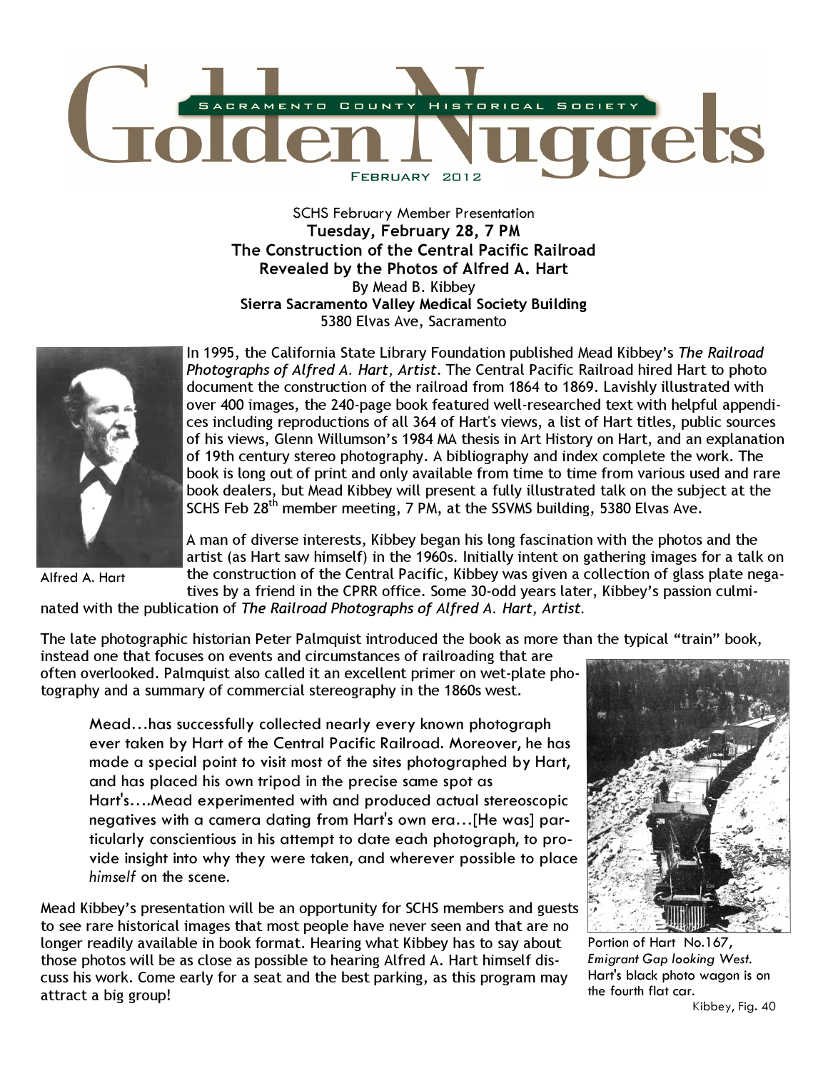# Golden Nuggets

SACRAMENTO COUNTY HISTORICAL SOCIETY

FEBRUARY 2012

SCHS February Member Presentation

**Tuesday, February 28, 7 PM**

**The Construction of the Central Pacific Railroad Revealed by the Photos of Alfred A. Hart**

By Mead B. Kibbey

**Sierra Sacramento Valley Medical Society Building**

5380 Elvas Ave, Sacramento

Alfred A. Hart

In 1995, the California State Library Foundation published Mead Kibbey's *The Railroad Photographs of Alfred A. Hart, Artist*. The Central Pacific Railroad hired Hart to photo document the construction of the railroad from 1864 to 1869. Lavishly illustrated with over 400 images, the 240-page book featured well-researched text with helpful appendices including reproductions of all 364 of Hart's views, a list of Hart titles, public sources of his views, Glenn Willumson's 1984 MA thesis in Art History on Hart, and an explanation of 19th century stereo photography. A bibliography and index complete the work. The book is long out of print and only available from time to time from various used and rare book dealers, but Mead Kibbey will present a fully illustrated talk on the subject at the SCHS Feb 28th member meeting, 7 PM, at the SSVMS building, 5380 Elvas Ave.

A man of diverse interests, Kibbey began his long fascination with the photos and the artist (as Hart saw himself) in the 1960s. Initially intent on gathering images for a talk on the construction of the Central Pacific, Kibbey was given a collection of glass plate negatives by a friend in the CPRR office. Some 30-odd years later, Kibbey's passion culminated with the publication of *The Railroad Photographs of Alfred A. Hart, Artist*.

The late photographic historian Peter Palmquist introduced the book as more than the typical "train" book, instead one that focuses on events and circumstances of railroading that are often overlooked. Palmquist also called it an excellent primer on wet-plate photography and a summary of commercial stereography in the 1860s west.

> Mead…has successfully collected nearly every known photograph ever taken by Hart of the Central Pacific Railroad. Moreover, he has made a special point to visit most of the sites photographed by Hart, and has placed his own tripod in the precise same spot as Hart's….Mead experimented with and produced actual stereoscopic negatives with a camera dating from Hart's own era…[He was] particularly conscientious in his attempt to date each photograph, to provide insight into why they were taken, and wherever possible to place *himself* on the scene.

Mead Kibbey's presentation will be an opportunity for SCHS members and guests to see rare historical images that most people have never seen and that are no longer readily available in book format. Hearing what Kibbey has to say about those photos will be as close as possible to hearing Alfred A. Hart himself discuss his work. Come early for a seat and the best parking, as this program may attract a big group!

Portion of Hart No.167, *Emigrant Gap looking West.* Hart's black photo wagon is on the fourth flat car.

Kibbey, Fig. 40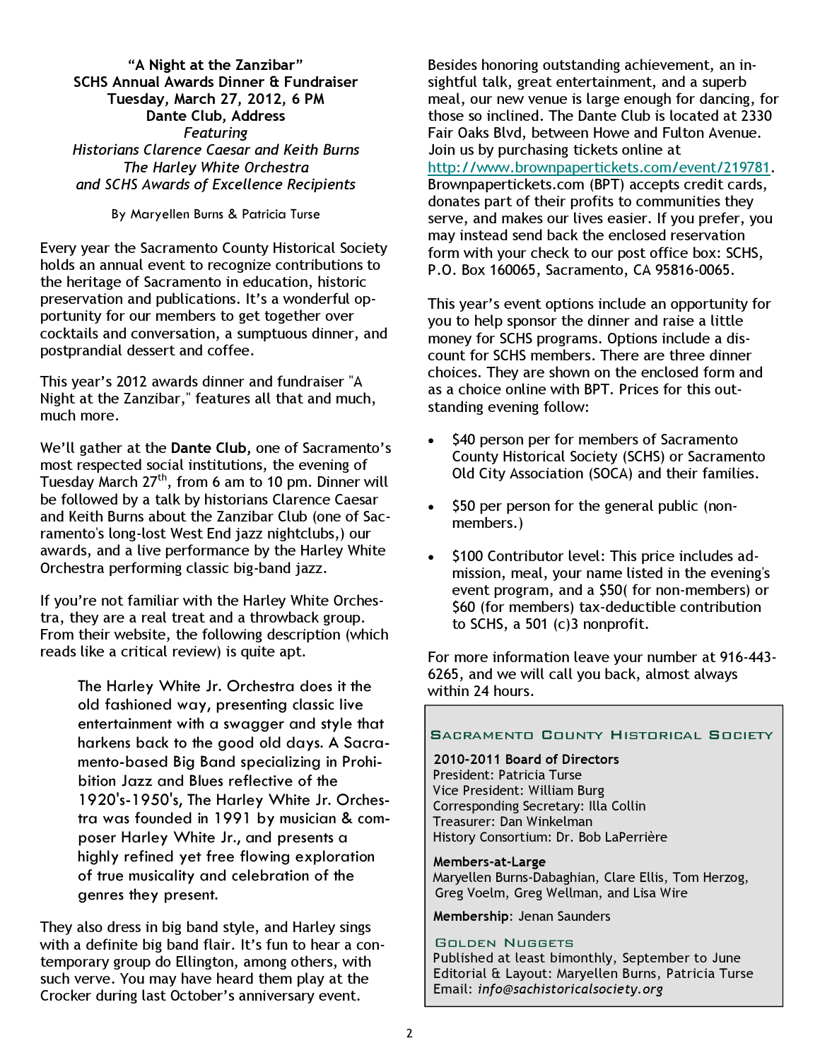**"A Night at the Zanzibar"**
**SCHS Annual Awards Dinner & Fundraiser**
**Tuesday, March 27, 2012, 6 PM**
**Dante Club, Address**
*Featuring*
*Historians Clarence Caesar and Keith Burns*
*The Harley White Orchestra*
*and SCHS Awards of Excellence Recipients*

By Maryellen Burns & Patricia Turse

Every year the Sacramento County Historical Society holds an annual event to recognize contributions to the heritage of Sacramento in education, historic preservation and publications. It's a wonderful opportunity for our members to get together over cocktails and conversation, a sumptuous dinner, and postprandial dessert and coffee.

This year's 2012 awards dinner and fundraiser "A Night at the Zanzibar," features all that and much, much more.

We'll gather at the **Dante Club**, one of Sacramento's most respected social institutions, the evening of Tuesday March 27th, from 6 am to 10 pm. Dinner will be followed by a talk by historians Clarence Caesar and Keith Burns about the Zanzibar Club (one of Sacramento's long-lost West End jazz nightclubs,) our awards, and a live performance by the Harley White Orchestra performing classic big-band jazz.

If you're not familiar with the Harley White Orchestra, they are a real treat and a throwback group. From their website, the following description (which reads like a critical review) is quite apt.

> The Harley White Jr. Orchestra does it the old fashioned way, presenting classic live entertainment with a swagger and style that harkens back to the good old days. A Sacramento-based Big Band specializing in Prohibition Jazz and Blues reflective of the 1920's-1950's, The Harley White Jr. Orchestra was founded in 1991 by musician & composer Harley White Jr., and presents a highly refined yet free flowing exploration of true musicality and celebration of the genres they present.

They also dress in big band style, and Harley sings with a definite big band flair. It's fun to hear a contemporary group do Ellington, among others, with such verve. You may have heard them play at the Crocker during last October's anniversary event.

Besides honoring outstanding achievement, an insightful talk, great entertainment, and a superb meal, our new venue is large enough for dancing, for those so inclined. The Dante Club is located at 2330 Fair Oaks Blvd, between Howe and Fulton Avenue. Join us by purchasing tickets online at http://www.brownpapertickets.com/event/219781. Brownpapertickets.com (BPT) accepts credit cards, donates part of their profits to communities they serve, and makes our lives easier. If you prefer, you may instead send back the enclosed reservation form with your check to our post office box: SCHS, P.O. Box 160065, Sacramento, CA 95816-0065.

This year's event options include an opportunity for you to help sponsor the dinner and raise a little money for SCHS programs. Options include a discount for SCHS members. There are three dinner choices. They are shown on the enclosed form and as a choice online with BPT. Prices for this outstanding evening follow:

- $40 person per for members of Sacramento County Historical Society (SCHS) or Sacramento Old City Association (SOCA) and their families.
- $50 per person for the general public (non-members.)
- $100 Contributor level: This price includes admission, meal, your name listed in the evening's event program, and a $50( for non-members) or $60 (for members) tax-deductible contribution to SCHS, a 501 (c)3 nonprofit.

For more information leave your number at 916-443-6265, and we will call you back, almost always within 24 hours.

---

**Sacramento County Historical Society**

**2010-2011 Board of Directors**
President: Patricia Turse
Vice President: William Burg
Corresponding Secretary: Illa Collin
Treasurer: Dan Winkelman
History Consortium: Dr. Bob LaPerrière

**Members-at-Large**
Maryellen Burns-Dabaghian, Clare Ellis, Tom Herzog, Greg Voelm, Greg Wellman, and Lisa Wire

**Membership**: Jenan Saunders

**Golden Nuggets**
Published at least bimonthly, September to June
Editorial & Layout: Maryellen Burns, Patricia Turse
Email: *info@sachistoricalsociety.org*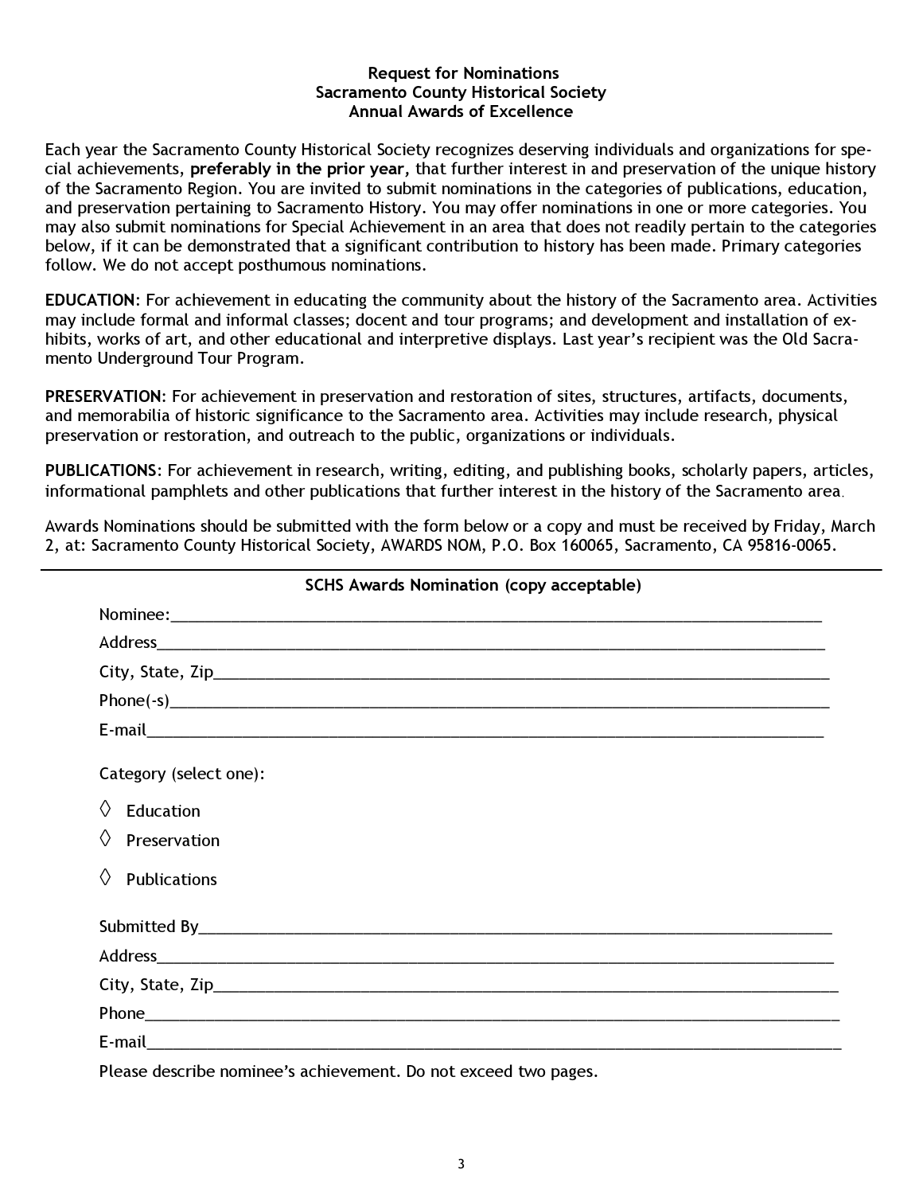**Request for Nominations**
**Sacramento County Historical Society**
**Annual Awards of Excellence**

Each year the Sacramento County Historical Society recognizes deserving individuals and organizations for special achievements, **preferably in the prior year,** that further interest in and preservation of the unique history of the Sacramento Region. You are invited to submit nominations in the categories of publications, education, and preservation pertaining to Sacramento History. You may offer nominations in one or more categories. You may also submit nominations for Special Achievement in an area that does not readily pertain to the categories below, if it can be demonstrated that a significant contribution to history has been made. Primary categories follow. We do not accept posthumous nominations.

**EDUCATION**: For achievement in educating the community about the history of the Sacramento area. Activities may include formal and informal classes; docent and tour programs; and development and installation of exhibits, works of art, and other educational and interpretive displays. Last year's recipient was the Old Sacramento Underground Tour Program.

**PRESERVATION**: For achievement in preservation and restoration of sites, structures, artifacts, documents, and memorabilia of historic significance to the Sacramento area. Activities may include research, physical preservation or restoration, and outreach to the public, organizations or individuals.

**PUBLICATIONS**: For achievement in research, writing, editing, and publishing books, scholarly papers, articles, informational pamphlets and other publications that further interest in the history of the Sacramento area.

Awards Nominations should be submitted with the form below or a copy and must be received by Friday, March 2, at: Sacramento County Historical Society, AWARDS NOM, P.O. Box 160065, Sacramento, CA 95816-0065.

---

**SCHS Awards Nomination (copy acceptable)**

Nominee:\_\_\_\_\_\_\_\_\_\_\_\_\_\_\_\_\_\_\_\_\_\_\_\_\_\_\_\_\_\_\_\_\_\_\_\_\_\_\_\_

Address\_\_\_\_\_\_\_\_\_\_\_\_\_\_\_\_\_\_\_\_\_\_\_\_\_\_\_\_\_\_\_\_\_\_\_\_\_\_\_\_

City, State, Zip\_\_\_\_\_\_\_\_\_\_\_\_\_\_\_\_\_\_\_\_\_\_\_\_\_\_\_\_\_\_\_\_\_\_\_\_

Phone(-s)\_\_\_\_\_\_\_\_\_\_\_\_\_\_\_\_\_\_\_\_\_\_\_\_\_\_\_\_\_\_\_\_\_\_\_\_\_\_\_

E-mail\_\_\_\_\_\_\_\_\_\_\_\_\_\_\_\_\_\_\_\_\_\_\_\_\_\_\_\_\_\_\_\_\_\_\_\_\_\_\_\_\_

Category (select one):

◊ Education

◊ Preservation

◊ Publications

Submitted By\_\_\_\_\_\_\_\_\_\_\_\_\_\_\_\_\_\_\_\_\_\_\_\_\_\_\_\_\_\_\_\_\_\_\_\_\_\_

Address\_\_\_\_\_\_\_\_\_\_\_\_\_\_\_\_\_\_\_\_\_\_\_\_\_\_\_\_\_\_\_\_\_\_\_\_\_\_\_\_

City, State, Zip\_\_\_\_\_\_\_\_\_\_\_\_\_\_\_\_\_\_\_\_\_\_\_\_\_\_\_\_\_\_\_\_\_\_\_\_

Phone\_\_\_\_\_\_\_\_\_\_\_\_\_\_\_\_\_\_\_\_\_\_\_\_\_\_\_\_\_\_\_\_\_\_\_\_\_\_\_\_\_\_

E-mail\_\_\_\_\_\_\_\_\_\_\_\_\_\_\_\_\_\_\_\_\_\_\_\_\_\_\_\_\_\_\_\_\_\_\_\_\_\_\_\_\_

Please describe nominee's achievement. Do not exceed two pages.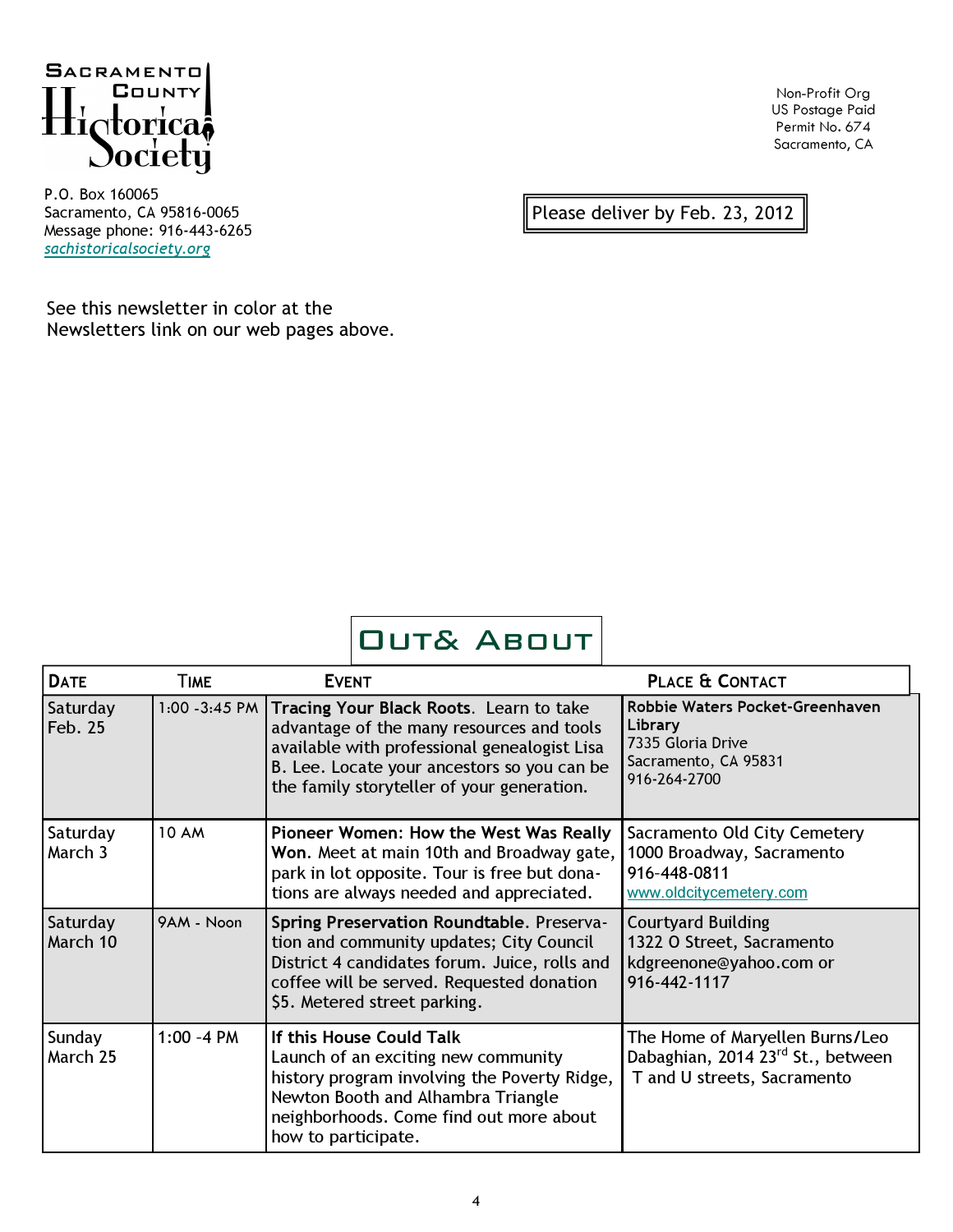Sacramento County Historical Society

P.O. Box 160065
Sacramento, CA 95816-0065
Message phone: 916-443-6265
sachistoricalsociety.org

Non-Profit Org
US Postage Paid
Permit No. 674
Sacramento, CA

Please deliver by Feb. 23, 2012

See this newsletter in color at the
Newsletters link on our web pages above.

## Out& About

| Date | Time | Event | Place & Contact |
|---|---|---|---|
| Saturday Feb. 25 | 1:00 -3:45 PM | **Tracing Your Black Roots**. Learn to take advantage of the many resources and tools available with professional genealogist Lisa B. Lee. Locate your ancestors so you can be the family storyteller of your generation. | **Robbie Waters Pocket-Greenhaven Library** 7335 Gloria Drive Sacramento, CA 95831 916-264-2700 |
| Saturday March 3 | 10 AM | **Pioneer Women: How the West Was Really Won**. Meet at main 10th and Broadway gate, park in lot opposite. Tour is free but donations are always needed and appreciated. | Sacramento Old City Cemetery 1000 Broadway, Sacramento 916-448-0811 www.oldcitycemetery.com |
| Saturday March 10 | 9AM - Noon | **Spring Preservation Roundtable**. Preservation and community updates; City Council District 4 candidates forum. Juice, rolls and coffee will be served. Requested donation $5. Metered street parking. | Courtyard Building 1322 O Street, Sacramento kdgreenone@yahoo.com or 916-442-1117 |
| Sunday March 25 | 1:00 -4 PM | **If this House Could Talk** Launch of an exciting new community history program involving the Poverty Ridge, Newton Booth and Alhambra Triangle neighborhoods. Come find out more about how to participate. | The Home of Maryellen Burns/Leo Dabaghian, 2014 23rd St., between T and U streets, Sacramento |